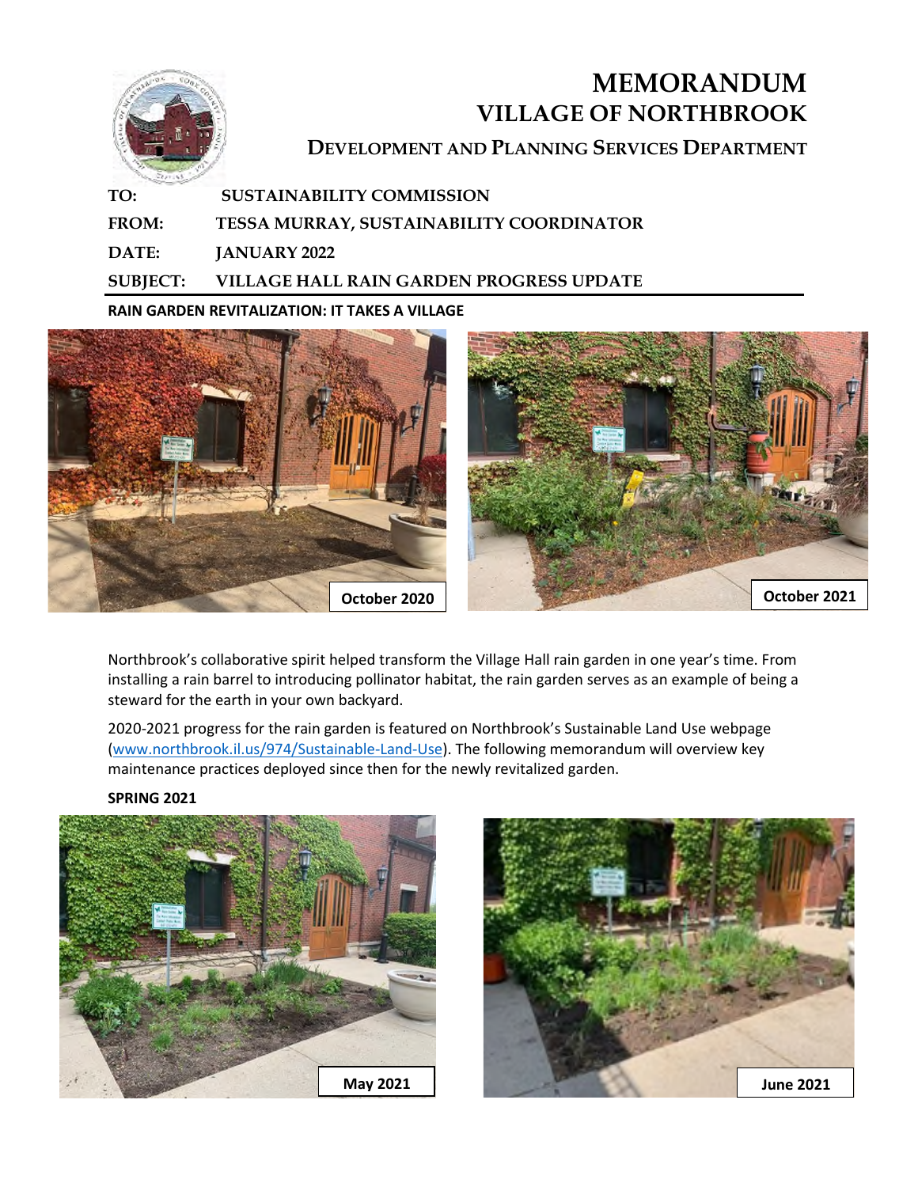# MEMORANDUM
# VILLAGE OF NORTHBROOK
## DEVELOPMENT AND PLANNING SERVICES DEPARTMENT

**TO:** SUSTAINABILITY COMMISSION

**FROM:** TESSA MURRAY, SUSTAINABILITY COORDINATOR

**DATE:** JANUARY 2022

**SUBJECT:** VILLAGE HALL RAIN GARDEN PROGRESS UPDATE

**RAIN GARDEN REVITALIZATION: IT TAKES A VILLAGE**

October 2020

October 2021

Northbrook's collaborative spirit helped transform the Village Hall rain garden in one year's time. From installing a rain barrel to introducing pollinator habitat, the rain garden serves as an example of being a steward for the earth in your own backyard.

2020-2021 progress for the rain garden is featured on Northbrook's Sustainable Land Use webpage (www.northbrook.il.us/974/Sustainable-Land-Use). The following memorandum will overview key maintenance practices deployed since then for the newly revitalized garden.

**SPRING 2021**

May 2021

June 2021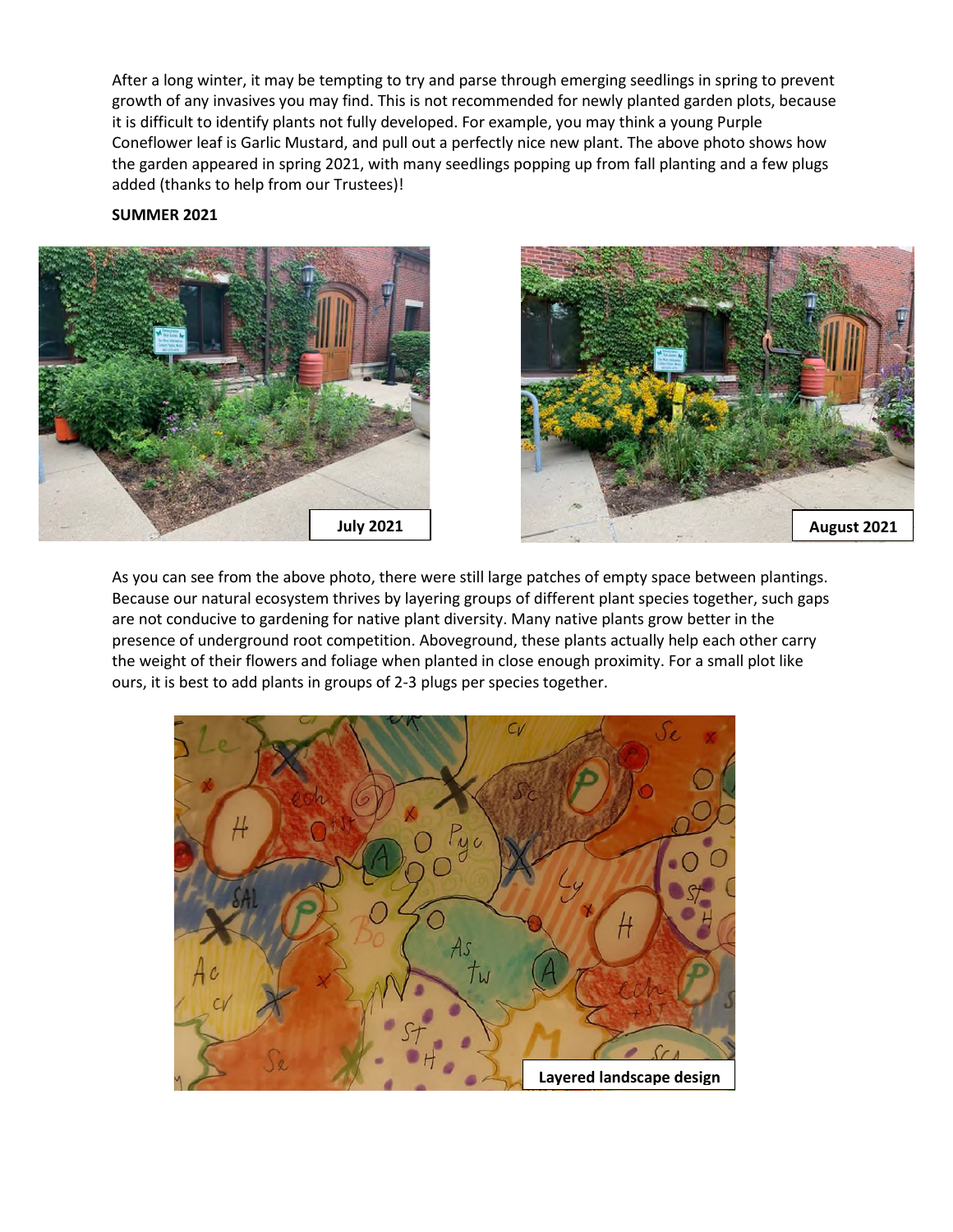After a long winter, it may be tempting to try and parse through emerging seedlings in spring to prevent growth of any invasives you may find. This is not recommended for newly planted garden plots, because it is difficult to identify plants not fully developed. For example, you may think a young Purple Coneflower leaf is Garlic Mustard, and pull out a perfectly nice new plant. The above photo shows how the garden appeared in spring 2021, with many seedlings popping up from fall planting and a few plugs added (thanks to help from our Trustees)!

**SUMMER 2021**

July 2021

August 2021

As you can see from the above photo, there were still large patches of empty space between plantings. Because our natural ecosystem thrives by layering groups of different plant species together, such gaps are not conducive to gardening for native plant diversity. Many native plants grow better in the presence of underground root competition. Aboveground, these plants actually help each other carry the weight of their flowers and foliage when planted in close enough proximity. For a small plot like ours, it is best to add plants in groups of 2-3 plugs per species together.

Layered landscape design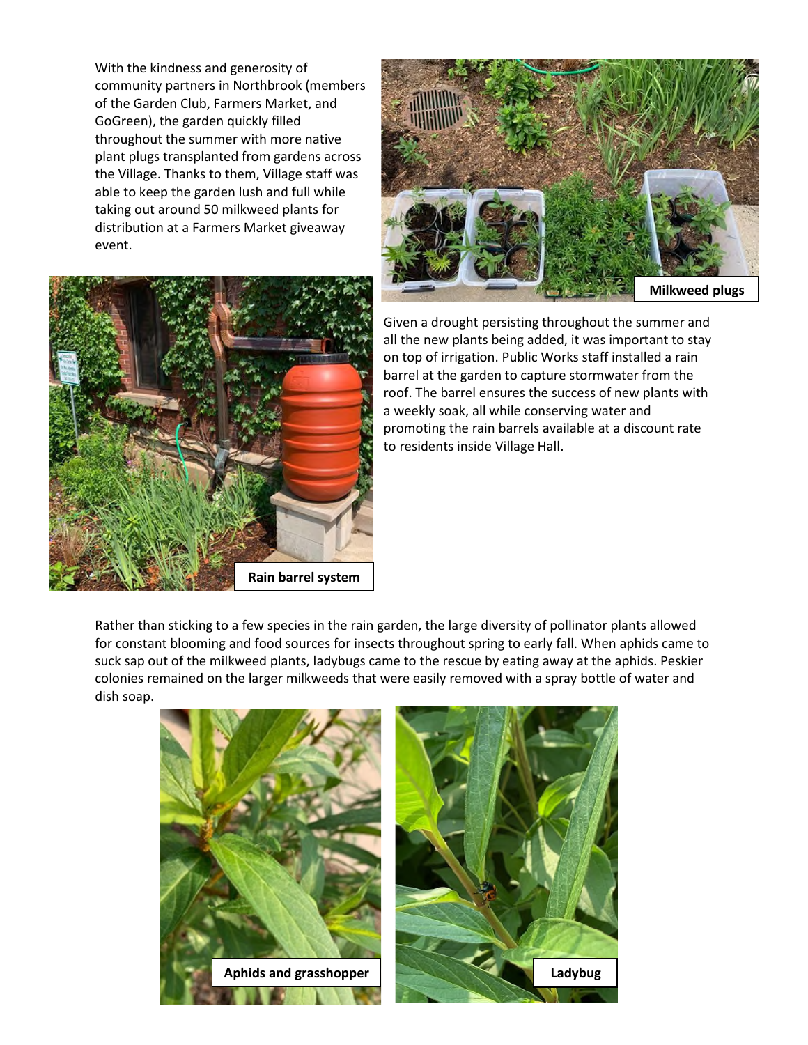With the kindness and generosity of community partners in Northbrook (members of the Garden Club, Farmers Market, and GoGreen), the garden quickly filled throughout the summer with more native plant plugs transplanted from gardens across the Village. Thanks to them, Village staff was able to keep the garden lush and full while taking out around 50 milkweed plants for distribution at a Farmers Market giveaway event.

**Milkweed plugs**

Given a drought persisting throughout the summer and all the new plants being added, it was important to stay on top of irrigation. Public Works staff installed a rain barrel at the garden to capture stormwater from the roof. The barrel ensures the success of new plants with a weekly soak, all while conserving water and promoting the rain barrels available at a discount rate to residents inside Village Hall.

**Rain barrel system**

Rather than sticking to a few species in the rain garden, the large diversity of pollinator plants allowed for constant blooming and food sources for insects throughout spring to early fall. When aphids came to suck sap out of the milkweed plants, ladybugs came to the rescue by eating away at the aphids. Peskier colonies remained on the larger milkweeds that were easily removed with a spray bottle of water and dish soap.

**Aphids and grasshopper**

**Ladybug**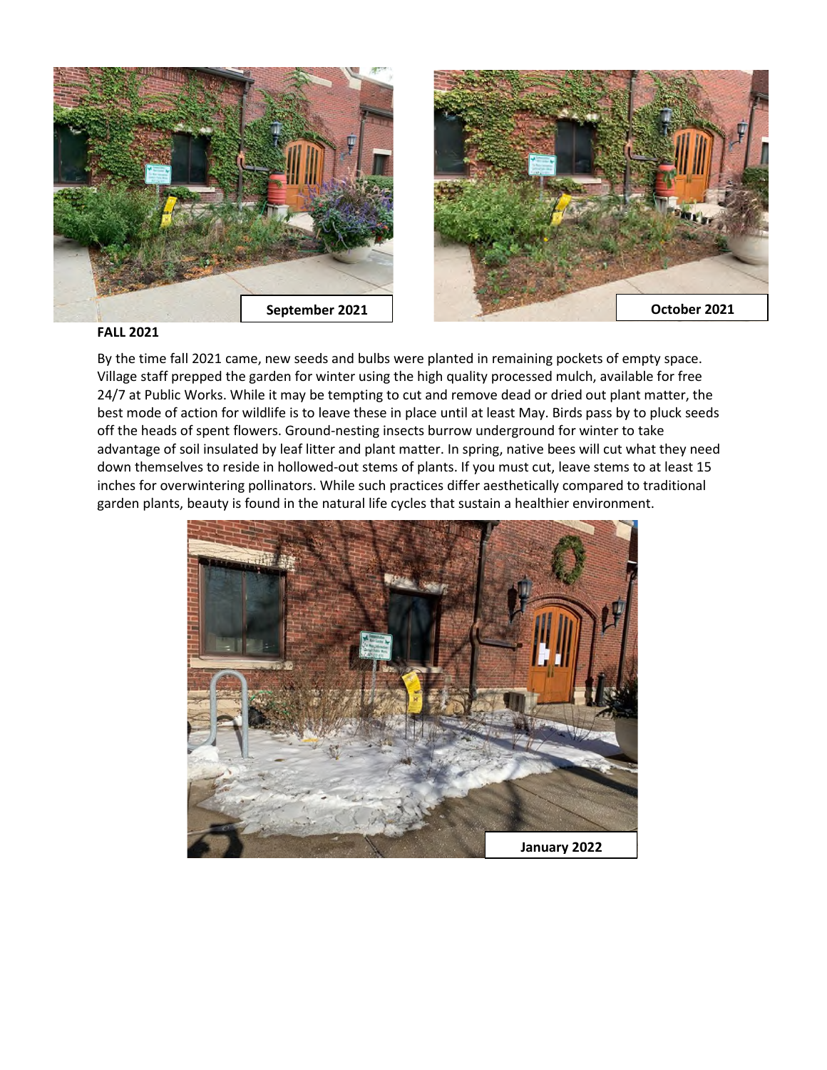September 2021

October 2021

**FALL 2021**

By the time fall 2021 came, new seeds and bulbs were planted in remaining pockets of empty space. Village staff prepped the garden for winter using the high quality processed mulch, available for free 24/7 at Public Works. While it may be tempting to cut and remove dead or dried out plant matter, the best mode of action for wildlife is to leave these in place until at least May. Birds pass by to pluck seeds off the heads of spent flowers. Ground-nesting insects burrow underground for winter to take advantage of soil insulated by leaf litter and plant matter. In spring, native bees will cut what they need down themselves to reside in hollowed-out stems of plants. If you must cut, leave stems to at least 15 inches for overwintering pollinators. While such practices differ aesthetically compared to traditional garden plants, beauty is found in the natural life cycles that sustain a healthier environment.

January 2022